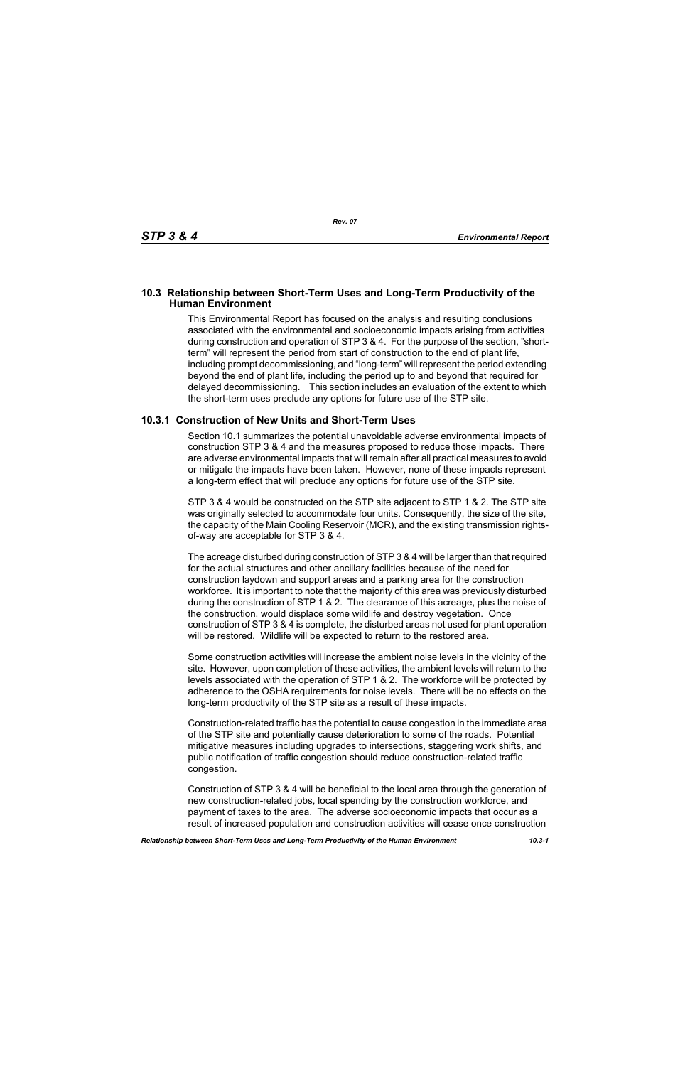## 10.3 Relationship between Short-Term Uses and Long-Term Productivity of the Human Environment

This Environmental Report has focused on the analysis and resulting conclusions associated with the environmental and socioeconomic impacts arising from activities during construction and operation of STP 3 & 4. For the purpose of the section, "short-term" will represent the period from start of construction to the end of plant life, including prompt decommissioning, and "long-term" will represent the period extending beyond the end of plant life, including the period up to and beyond that required for delayed decommissioning. This section includes an evaluation of the extent to which the short-term uses preclude any options for future use of the STP site.

### 10.3.1 Construction of New Units and Short-Term Uses

Section 10.1 summarizes the potential unavoidable adverse environmental impacts of construction STP 3 & 4 and the measures proposed to reduce those impacts. There are adverse environmental impacts that will remain after all practical measures to avoid or mitigate the impacts have been taken. However, none of these impacts represent a long-term effect that will preclude any options for future use of the STP site.

STP 3 & 4 would be constructed on the STP site adjacent to STP 1 & 2. The STP site was originally selected to accommodate four units. Consequently, the size of the site, the capacity of the Main Cooling Reservoir (MCR), and the existing transmission rights-of-way are acceptable for STP 3 & 4.

The acreage disturbed during construction of STP 3 & 4 will be larger than that required for the actual structures and other ancillary facilities because of the need for construction laydown and support areas and a parking area for the construction workforce. It is important to note that the majority of this area was previously disturbed during the construction of STP 1 & 2. The clearance of this acreage, plus the noise of the construction, would displace some wildlife and destroy vegetation. Once construction of STP 3 & 4 is complete, the disturbed areas not used for plant operation will be restored. Wildlife will be expected to return to the restored area.

Some construction activities will increase the ambient noise levels in the vicinity of the site. However, upon completion of these activities, the ambient levels will return to the levels associated with the operation of STP 1 & 2. The workforce will be protected by adherence to the OSHA requirements for noise levels. There will be no effects on the long-term productivity of the STP site as a result of these impacts.

Construction-related traffic has the potential to cause congestion in the immediate area of the STP site and potentially cause deterioration to some of the roads. Potential mitigative measures including upgrades to intersections, staggering work shifts, and public notification of traffic congestion should reduce construction-related traffic congestion.

Construction of STP 3 & 4 will be beneficial to the local area through the generation of new construction-related jobs, local spending by the construction workforce, and payment of taxes to the area. The adverse socioeconomic impacts that occur as a result of increased population and construction activities will cease once construction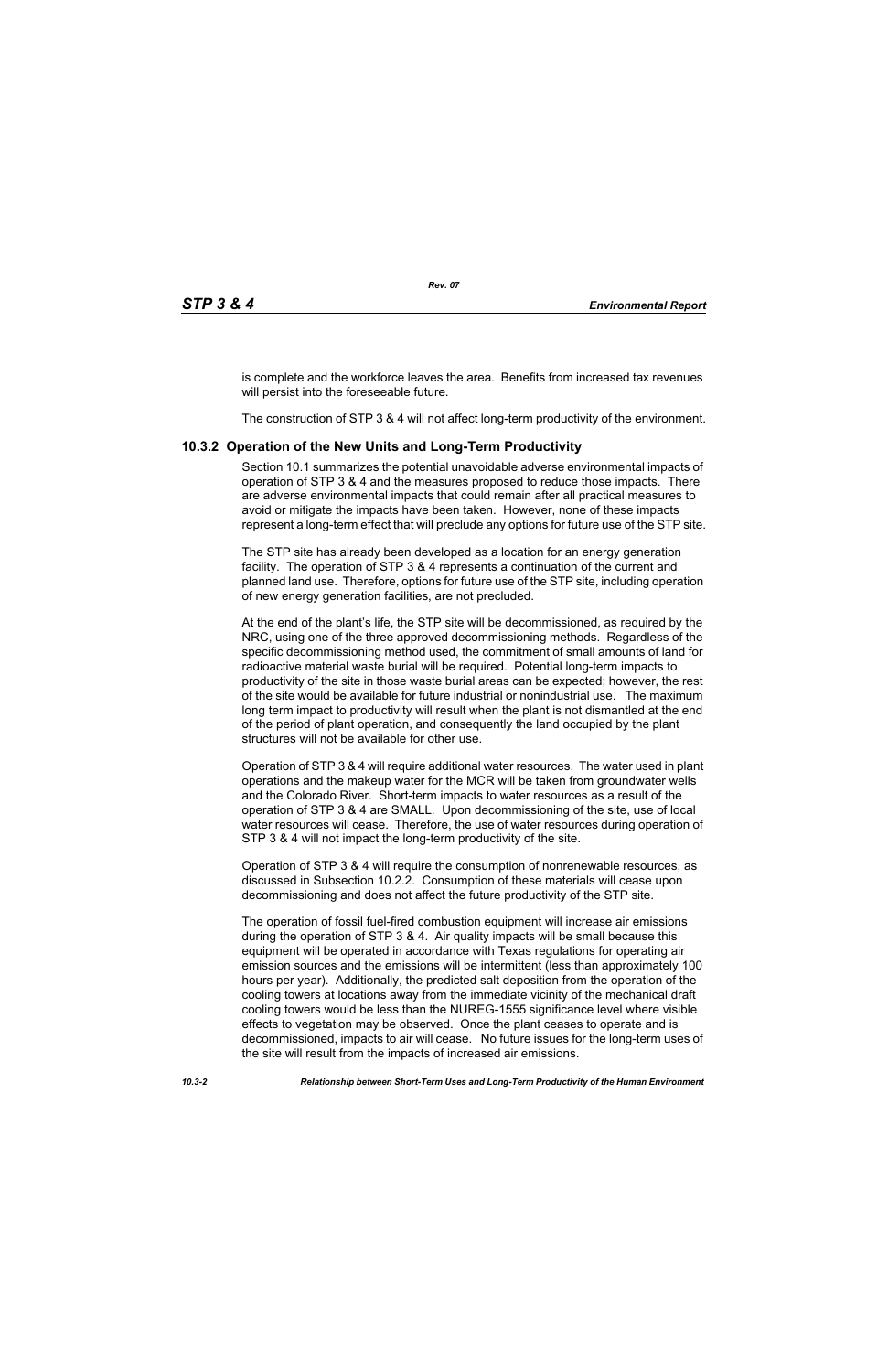is complete and the workforce leaves the area. Benefits from increased tax revenues will persist into the foreseeable future.

The construction of STP 3 & 4 will not affect long-term productivity of the environment.

### 10.3.2 Operation of the New Units and Long-Term Productivity

Section 10.1 summarizes the potential unavoidable adverse environmental impacts of operation of STP 3 & 4 and the measures proposed to reduce those impacts. There are adverse environmental impacts that could remain after all practical measures to avoid or mitigate the impacts have been taken. However, none of these impacts represent a long-term effect that will preclude any options for future use of the STP site.

The STP site has already been developed as a location for an energy generation facility. The operation of STP 3 & 4 represents a continuation of the current and planned land use. Therefore, options for future use of the STP site, including operation of new energy generation facilities, are not precluded.

At the end of the plant's life, the STP site will be decommissioned, as required by the NRC, using one of the three approved decommissioning methods. Regardless of the specific decommissioning method used, the commitment of small amounts of land for radioactive material waste burial will be required. Potential long-term impacts to productivity of the site in those waste burial areas can be expected; however, the rest of the site would be available for future industrial or nonindustrial use. The maximum long term impact to productivity will result when the plant is not dismantled at the end of the period of plant operation, and consequently the land occupied by the plant structures will not be available for other use.

Operation of STP 3 & 4 will require additional water resources. The water used in plant operations and the makeup water for the MCR will be taken from groundwater wells and the Colorado River. Short-term impacts to water resources as a result of the operation of STP 3 & 4 are SMALL. Upon decommissioning of the site, use of local water resources will cease. Therefore, the use of water resources during operation of STP 3 & 4 will not impact the long-term productivity of the site.

Operation of STP 3 & 4 will require the consumption of nonrenewable resources, as discussed in Subsection 10.2.2. Consumption of these materials will cease upon decommissioning and does not affect the future productivity of the STP site.

The operation of fossil fuel-fired combustion equipment will increase air emissions during the operation of STP 3 & 4. Air quality impacts will be small because this equipment will be operated in accordance with Texas regulations for operating air emission sources and the emissions will be intermittent (less than approximately 100 hours per year). Additionally, the predicted salt deposition from the operation of the cooling towers at locations away from the immediate vicinity of the mechanical draft cooling towers would be less than the NUREG-1555 significance level where visible effects to vegetation may be observed. Once the plant ceases to operate and is decommissioned, impacts to air will cease. No future issues for the long-term uses of the site will result from the impacts of increased air emissions.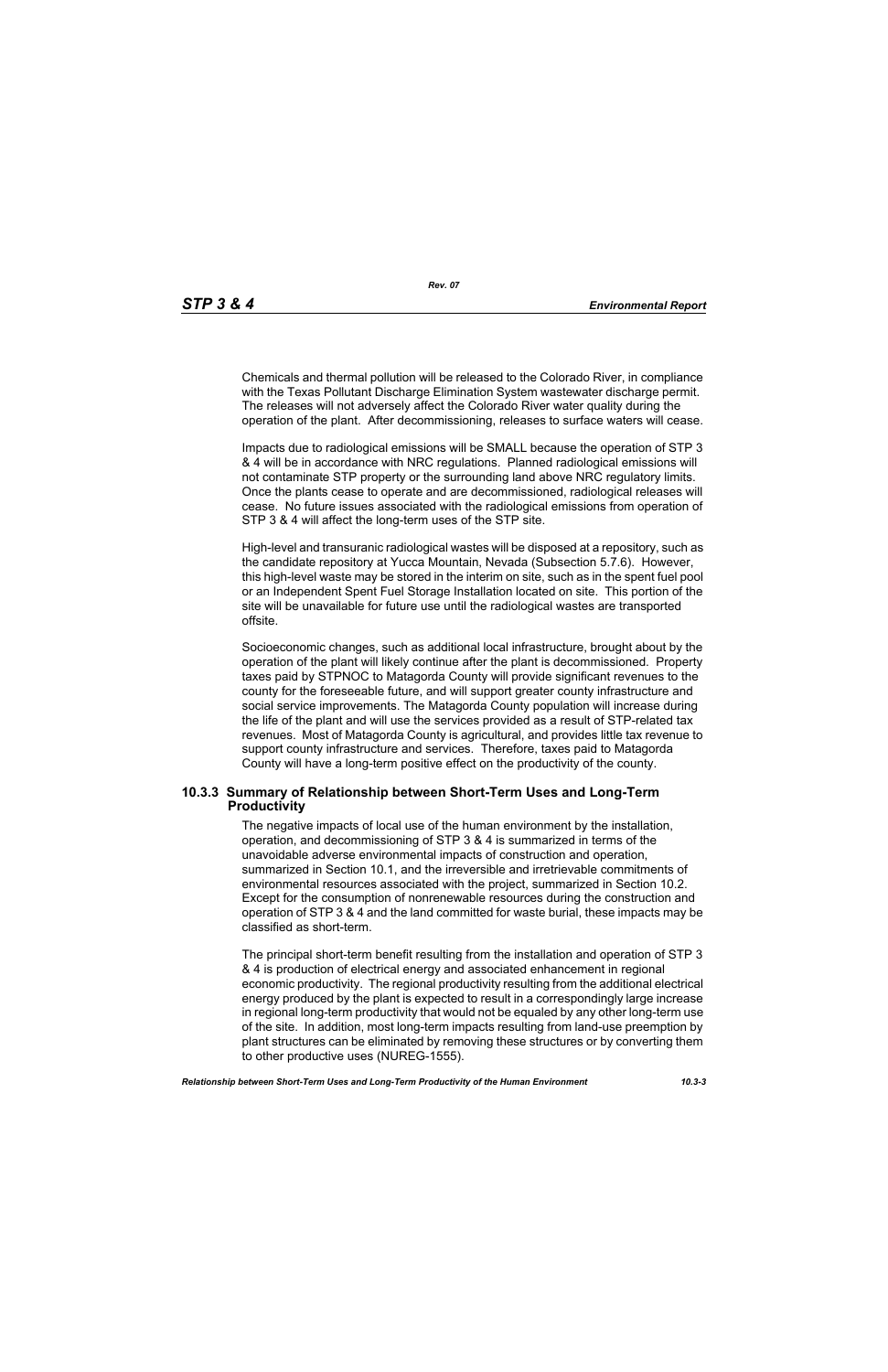Chemicals and thermal pollution will be released to the Colorado River, in compliance with the Texas Pollutant Discharge Elimination System wastewater discharge permit. The releases will not adversely affect the Colorado River water quality during the operation of the plant. After decommissioning, releases to surface waters will cease.

Impacts due to radiological emissions will be SMALL because the operation of STP 3 & 4 will be in accordance with NRC regulations. Planned radiological emissions will not contaminate STP property or the surrounding land above NRC regulatory limits. Once the plants cease to operate and are decommissioned, radiological releases will cease. No future issues associated with the radiological emissions from operation of STP 3 & 4 will affect the long-term uses of the STP site.

High-level and transuranic radiological wastes will be disposed at a repository, such as the candidate repository at Yucca Mountain, Nevada (Subsection 5.7.6). However, this high-level waste may be stored in the interim on site, such as in the spent fuel pool or an Independent Spent Fuel Storage Installation located on site. This portion of the site will be unavailable for future use until the radiological wastes are transported offsite.

Socioeconomic changes, such as additional local infrastructure, brought about by the operation of the plant will likely continue after the plant is decommissioned. Property taxes paid by STPNOC to Matagorda County will provide significant revenues to the county for the foreseeable future, and will support greater county infrastructure and social service improvements. The Matagorda County population will increase during the life of the plant and will use the services provided as a result of STP-related tax revenues. Most of Matagorda County is agricultural, and provides little tax revenue to support county infrastructure and services. Therefore, taxes paid to Matagorda County will have a long-term positive effect on the productivity of the county.

### 10.3.3 Summary of Relationship between Short-Term Uses and Long-Term Productivity

The negative impacts of local use of the human environment by the installation, operation, and decommissioning of STP 3 & 4 is summarized in terms of the unavoidable adverse environmental impacts of construction and operation, summarized in Section 10.1, and the irreversible and irretrievable commitments of environmental resources associated with the project, summarized in Section 10.2. Except for the consumption of nonrenewable resources during the construction and operation of STP 3 & 4 and the land committed for waste burial, these impacts may be classified as short-term.

The principal short-term benefit resulting from the installation and operation of STP 3 & 4 is production of electrical energy and associated enhancement in regional economic productivity. The regional productivity resulting from the additional electrical energy produced by the plant is expected to result in a correspondingly large increase in regional long-term productivity that would not be equaled by any other long-term use of the site. In addition, most long-term impacts resulting from land-use preemption by plant structures can be eliminated by removing these structures or by converting them to other productive uses (NUREG-1555).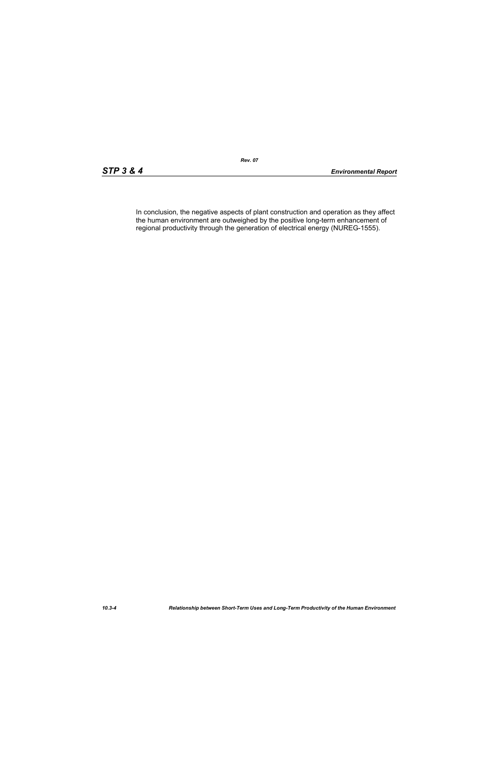In conclusion, the negative aspects of plant construction and operation as they affect the human environment are outweighed by the positive long-term enhancement of regional productivity through the generation of electrical energy (NUREG-1555).